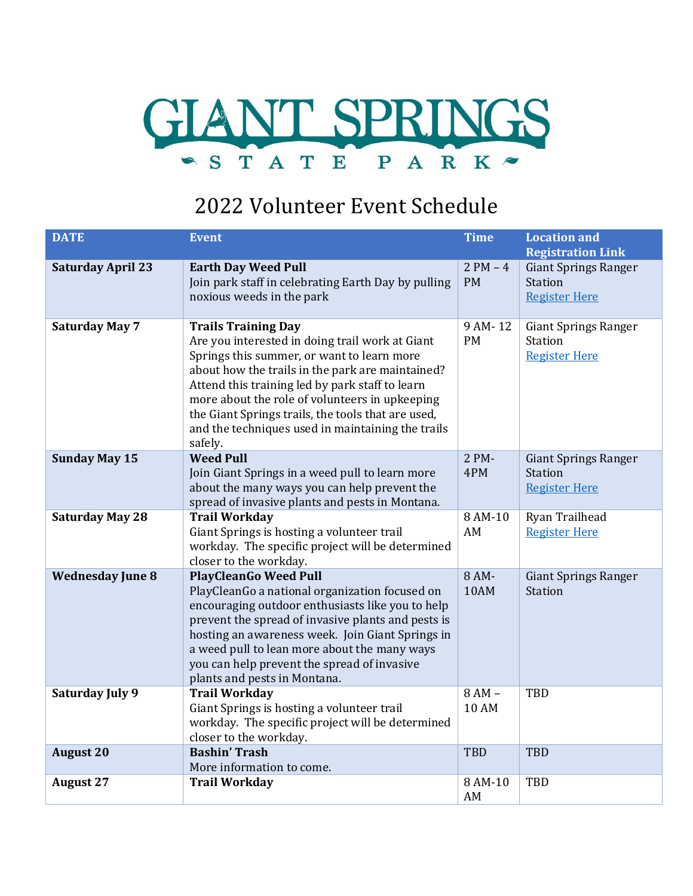# GIANT SPRINGS STATE PARK

## 2022 Volunteer Event Schedule

| DATE | Event | Time | Location and Registration Link |
|---|---|---|---|
| **Saturday April 23** | **Earth Day Weed Pull** Join park staff in celebrating Earth Day by pulling noxious weeds in the park | 2 PM – 4 PM | Giant Springs Ranger Station Register Here |
| **Saturday May 7** | **Trails Training Day** Are you interested in doing trail work at Giant Springs this summer, or want to learn more about how the trails in the park are maintained? Attend this training led by park staff to learn more about the role of volunteers in upkeeping the Giant Springs trails, the tools that are used, and the techniques used in maintaining the trails safely. | 9 AM- 12 PM | Giant Springs Ranger Station Register Here |
| **Sunday May 15** | **Weed Pull** Join Giant Springs in a weed pull to learn more about the many ways you can help prevent the spread of invasive plants and pests in Montana. | 2 PM- 4PM | Giant Springs Ranger Station Register Here |
| **Saturday May 28** | **Trail Workday** Giant Springs is hosting a volunteer trail workday. The specific project will be determined closer to the workday. | 8 AM-10 AM | Ryan Trailhead Register Here |
| **Wednesday June 8** | **PlayCleanGo Weed Pull** PlayCleanGo a national organization focused on encouraging outdoor enthusiasts like you to help prevent the spread of invasive plants and pests is hosting an awareness week. Join Giant Springs in a weed pull to lean more about the many ways you can help prevent the spread of invasive plants and pests in Montana. | 8 AM- 10AM | Giant Springs Ranger Station |
| **Saturday July 9** | **Trail Workday** Giant Springs is hosting a volunteer trail workday. The specific project will be determined closer to the workday. | 8 AM – 10 AM | TBD |
| **August 20** | **Bashin' Trash** More information to come. | TBD | TBD |
| **August 27** | **Trail Workday** | 8 AM-10 AM | TBD |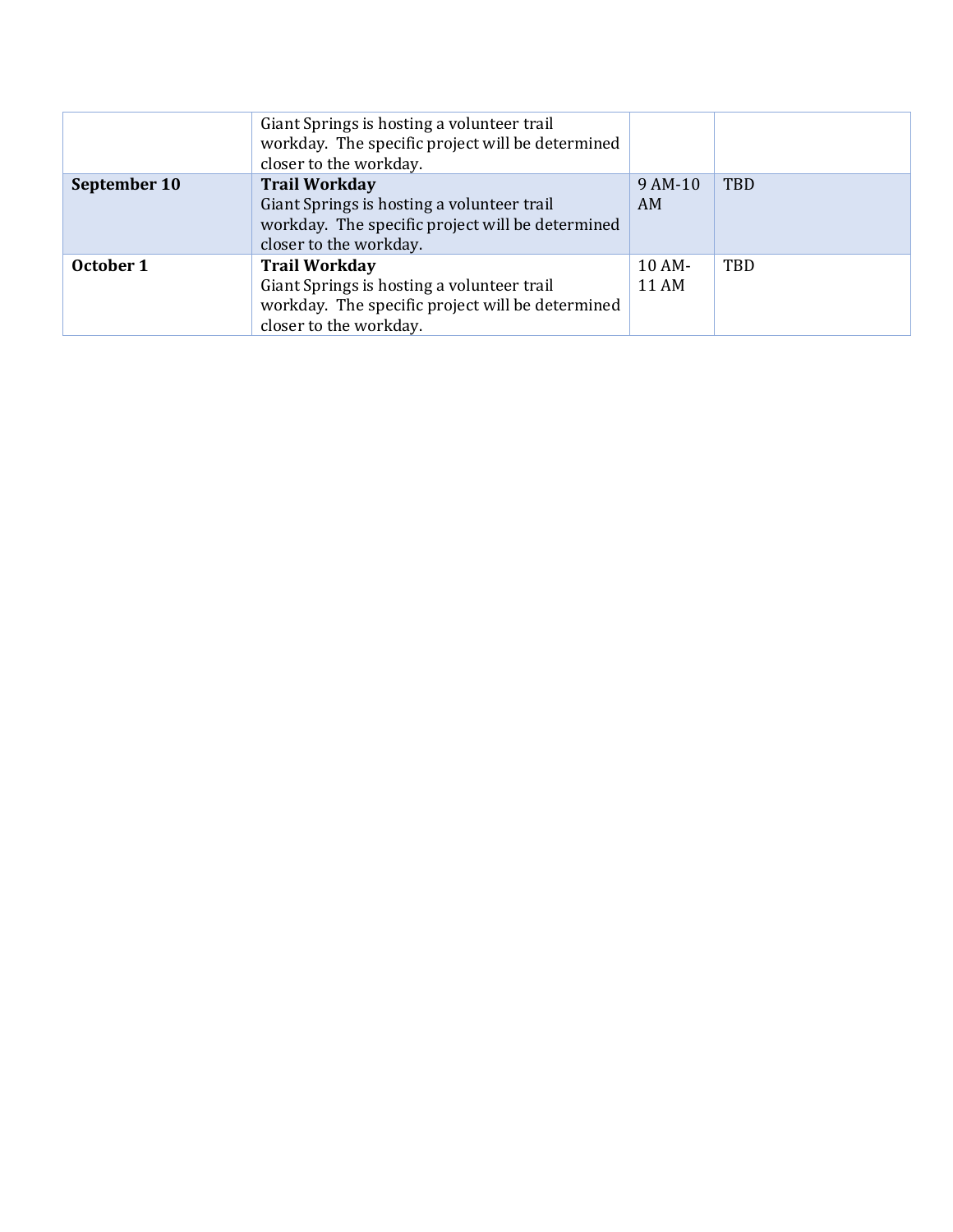| | | | |
|---|---|---|---|
| | Giant Springs is hosting a volunteer trail workday. The specific project will be determined closer to the workday. | | |
| **September 10** | **Trail Workday** Giant Springs is hosting a volunteer trail workday. The specific project will be determined closer to the workday. | 9 AM-10 AM | TBD |
| **October 1** | **Trail Workday** Giant Springs is hosting a volunteer trail workday. The specific project will be determined closer to the workday. | 10 AM-11 AM | TBD |